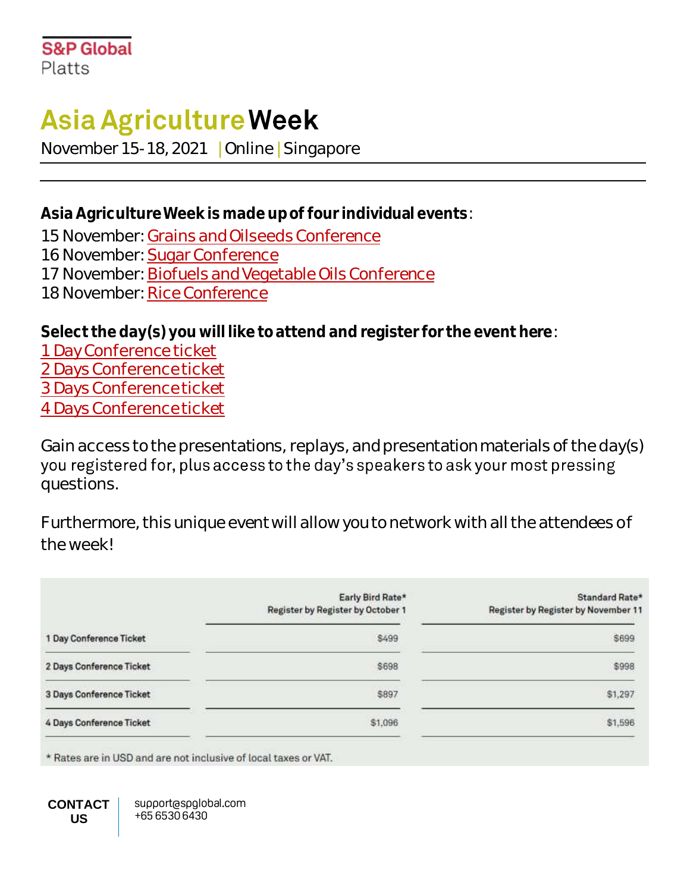S&P Global
Platts

# Asia Agriculture Week

November 15-18, 2021 | Online | Singapore

**Asia Agriculture Week is made up of four individual events**:

15 November: Grains and Oilseeds Conference
16 November: Sugar Conference
17 November: Biofuels and Vegetable Oils Conference
18 November: Rice Conference

**Select the day(s) you will like to attend and register for the event here**:

1 Day Conference ticket
2 Days Conference ticket
3 Days Conference ticket
4 Days Conference ticket

Gain access to the presentations, replays, and presentation materials of the day(s) you registered for, plus access to the day's speakers to ask your most pressing questions.

Furthermore, this unique event will allow you to network with all the attendees of the week!

| | Early Bird Rate* Register by Register by October 1 | Standard Rate* Register by Register by November 11 |
|---|---|---|
| 1 Day Conference Ticket | $499 | $699 |
| 2 Days Conference Ticket | $698 | $998 |
| 3 Days Conference Ticket | $897 | $1,297 |
| 4 Days Conference Ticket | $1,096 | $1,596 |

* Rates are in USD and are not inclusive of local taxes or VAT.

**CONTACT US**

support@spglobal.com
+65 6530 6430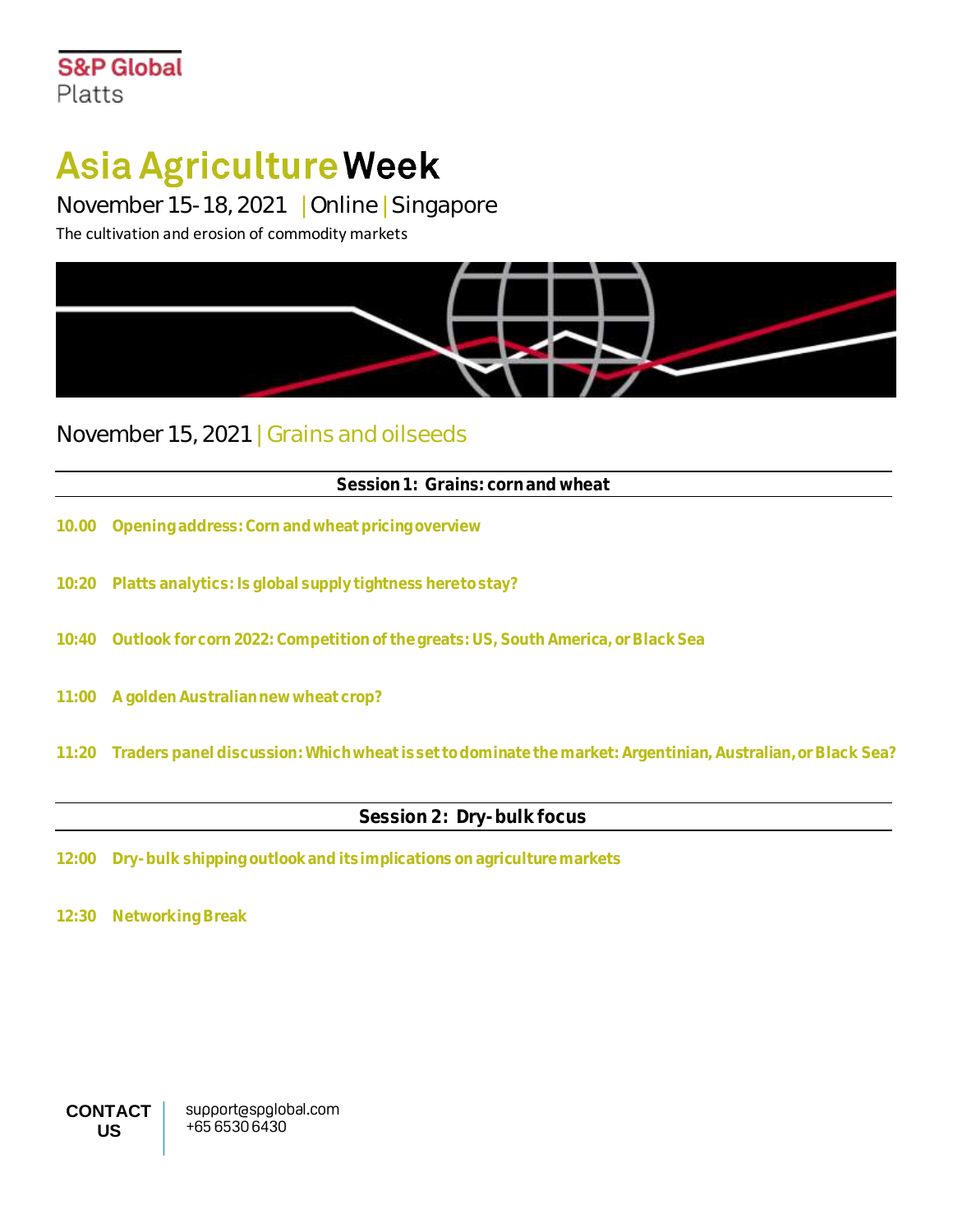S&P Global
Platts

# Asia Agriculture Week

November 15-18, 2021 | Online | Singapore

The cultivation and erosion of commodity markets

## November 15, 2021 | Grains and oilseeds

### Session 1: Grains: corn and wheat

**10.00 Opening address: Corn and wheat pricing overview**

**10:20 Platts analytics: Is global supply tightness here to stay?**

**10:40 Outlook for corn 2022: Competition of the greats: US, South America, or Black Sea**

**11:00 A golden Australian new wheat crop?**

**11:20 Traders panel discussion: Which wheat is set to dominate the market: Argentinian, Australian, or Black Sea?**

### Session 2: Dry-bulk focus

**12:00 Dry-bulk shipping outlook and its implications on agriculture markets**

**12:30 Networking Break**

**CONTACT US**

support@spglobal.com
+65 6530 6430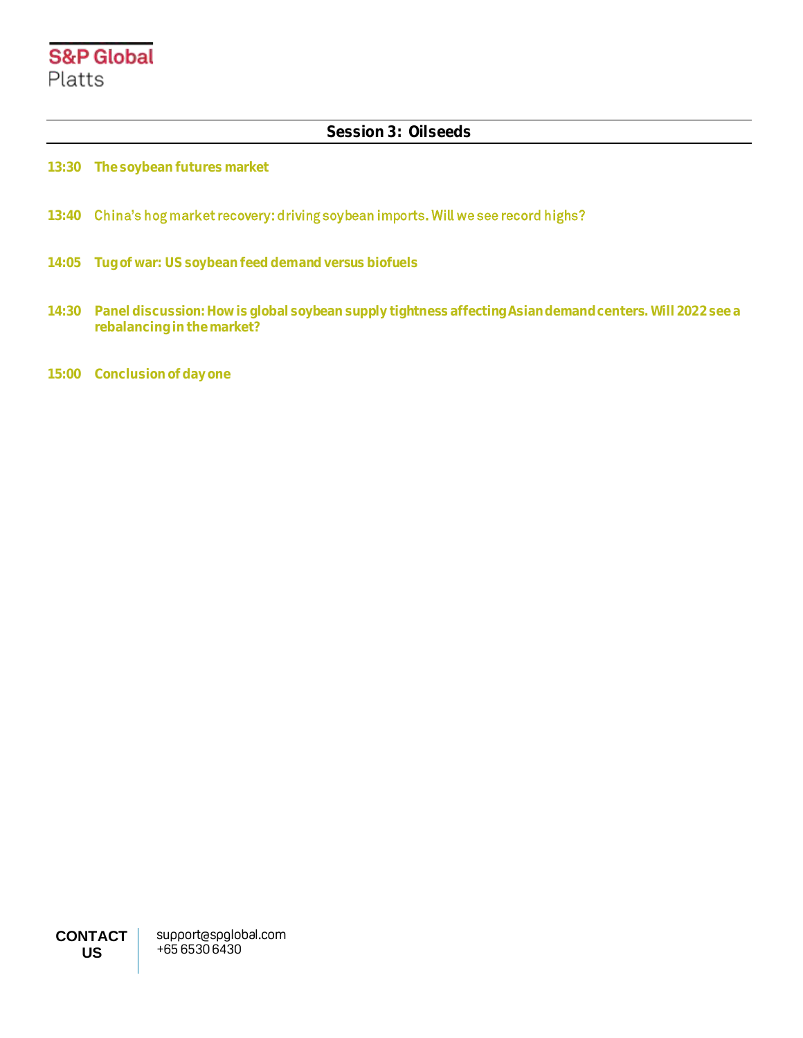## Session 3: Oilseeds

**13:30** **The soybean futures market**

**13:40** China's hog market recovery: driving soybean imports. Will we see record highs?

**14:05** **Tug of war: US soybean feed demand versus biofuels**

**14:30** **Panel discussion: How is global soybean supply tightness affecting Asian demand centers. Will 2022 see a rebalancing in the market?**

**15:00** **Conclusion of day one**

**CONTACT US**

support@spglobal.com
+65 6530 6430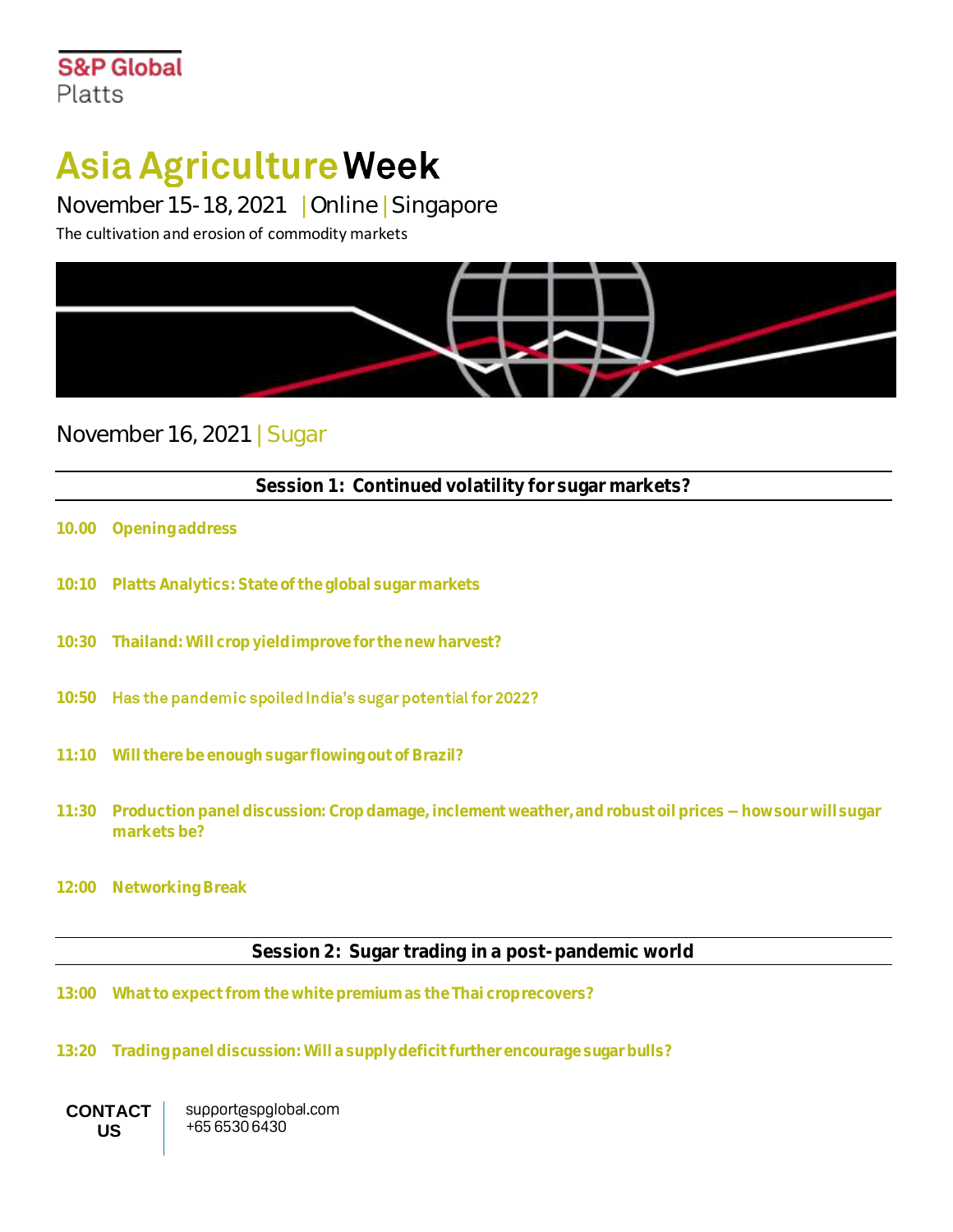S&P Global
Platts

# Asia Agriculture Week

November 15-18, 2021 | Online | Singapore

The cultivation and erosion of commodity markets

## November 16, 2021 | Sugar

### Session 1: Continued volatility for sugar markets?

**10.00 Opening address**

**10:10 Platts Analytics: State of the global sugar markets**

**10:30 Thailand: Will crop yield improve for the new harvest?**

**10:50 Has the pandemic spoiled India's sugar potential for 2022?**

**11:10 Will there be enough sugar flowing out of Brazil?**

**11:30 Production panel discussion: Crop damage, inclement weather, and robust oil prices – how sour will sugar markets be?**

**12:00 Networking Break**

### Session 2: Sugar trading in a post-pandemic world

**13:00 What to expect from the white premium as the Thai crop recovers?**

**13:20 Trading panel discussion: Will a supply deficit further encourage sugar bulls?**

**CONTACT US**

support@spglobal.com
+65 6530 6430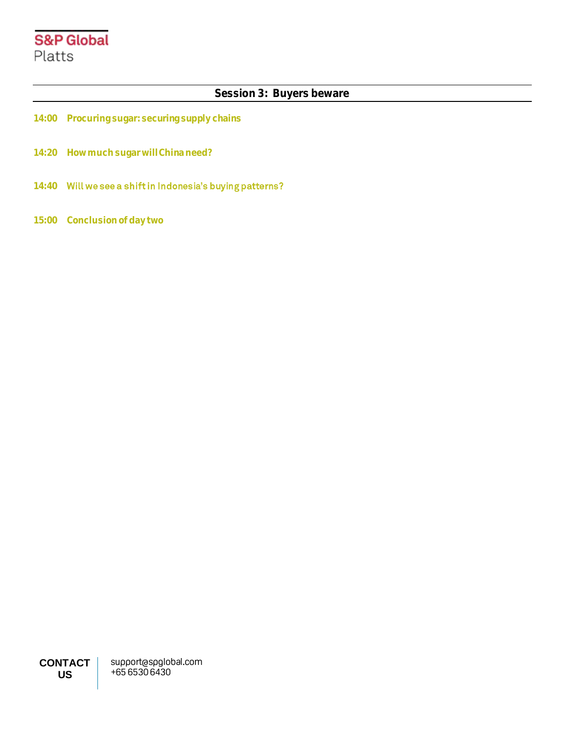## Session 3: Buyers beware

**14:00** **Procuring sugar: securing supply chains**

**14:20** **How much sugar will China need?**

**14:40** **Will we see a shift in Indonesia's buying patterns?**

**15:00** **Conclusion of day two**

**CONTACT US**

support@spglobal.com
+65 6530 6430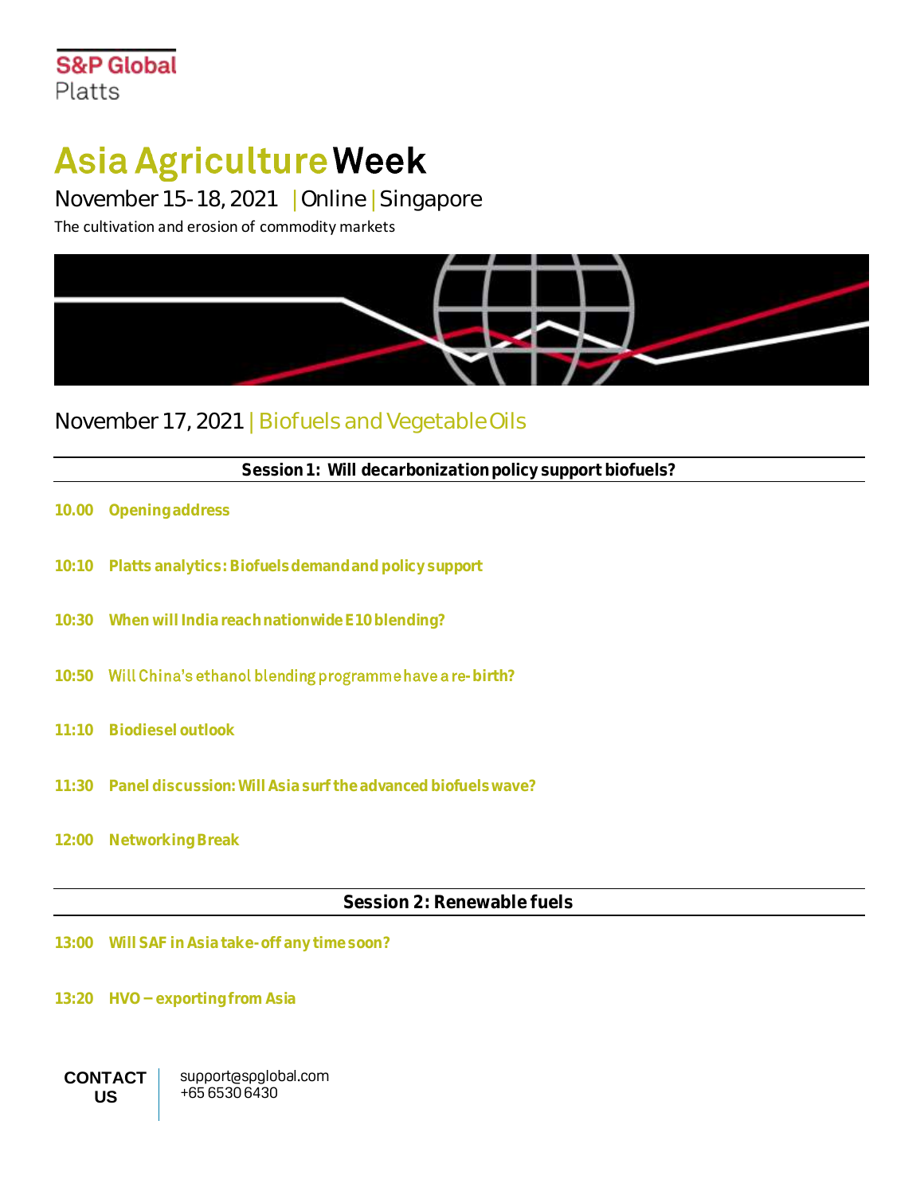S&P Global
Platts

# Asia Agriculture Week

November 15-18, 2021 | Online | Singapore

The cultivation and erosion of commodity markets

## November 17, 2021 | Biofuels and Vegetable Oils

### Session 1: Will decarbonization policy support biofuels?

**10.00 Opening address**

**10:10 Platts analytics: Biofuels demand and policy support**

**10:30 When will India reach nationwide E10 blending?**

**10:50 Will China's ethanol blending programme have a re-birth?**

**11:10 Biodiesel outlook**

**11:30 Panel discussion: Will Asia surf the advanced biofuels wave?**

**12:00 Networking Break**

### Session 2: Renewable fuels

**13:00 Will SAF in Asia take-off any time soon?**

**13:20 HVO – exporting from Asia**

**CONTACT US** | support@spglobal.com
+65 6530 6430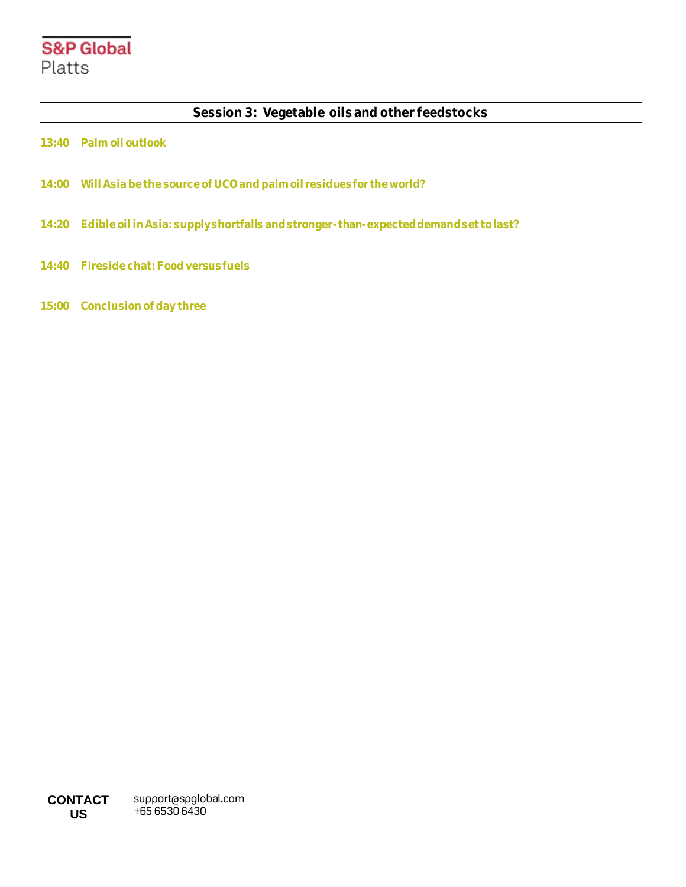S&P Global
Platts

## Session 3: Vegetable oils and other feedstocks

**13:40 Palm oil outlook**

**14:00 Will Asia be the source of UCO and palm oil residues for the world?**

**14:20 Edible oil in Asia: supply shortfalls and stronger-than-expected demand set to last?**

**14:40 Fireside chat: Food versus fuels**

**15:00 Conclusion of day three**

**CONTACT US**

support@spglobal.com
+65 6530 6430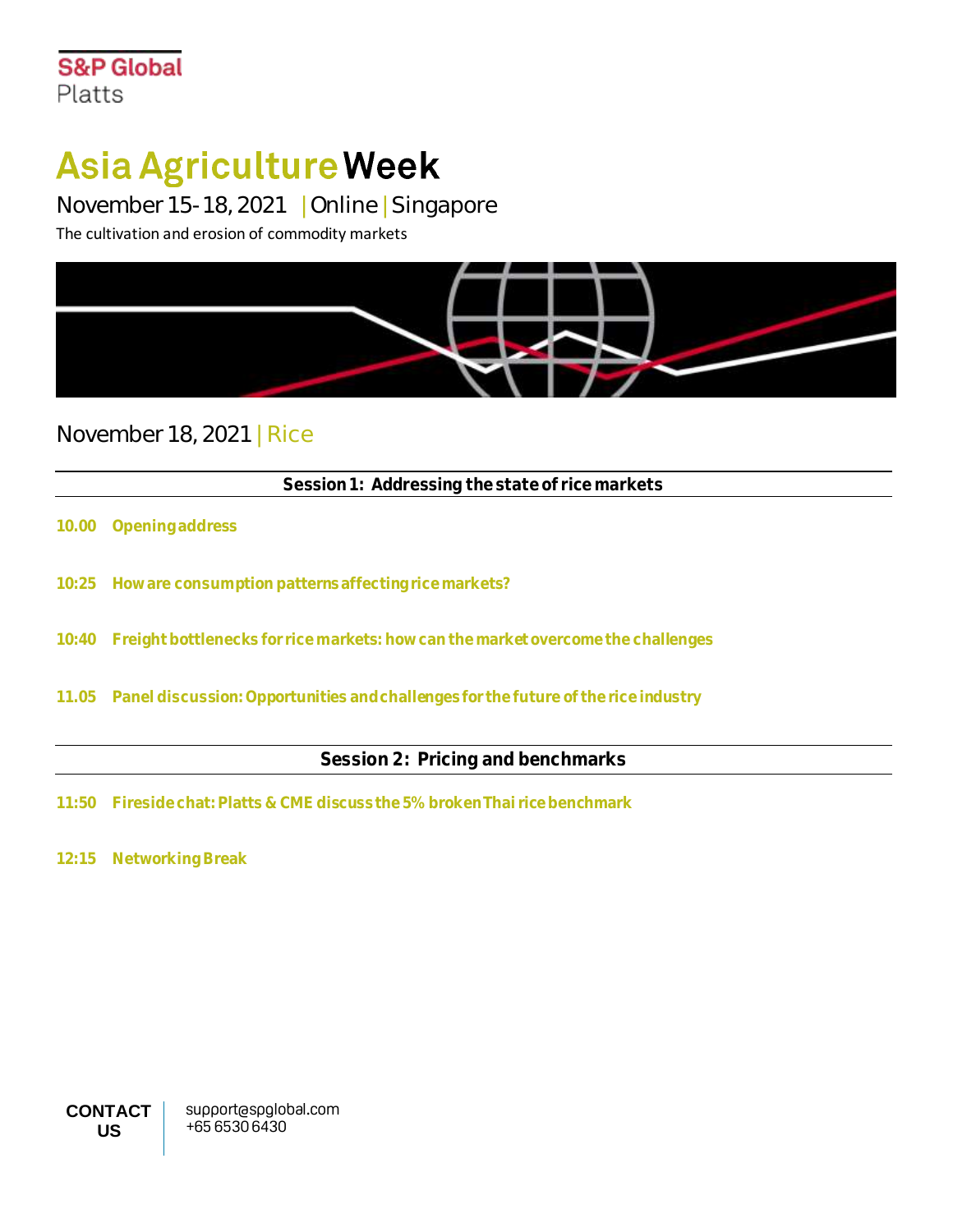S&P Global
Platts

# Asia Agriculture Week

November 15-18, 2021 | Online | Singapore

The cultivation and erosion of commodity markets

## November 18, 2021 | Rice

### Session 1: Addressing the state of rice markets

**10.00 Opening address**

**10:25 How are consumption patterns affecting rice markets?**

**10:40 Freight bottlenecks for rice markets: how can the market overcome the challenges**

**11.05 Panel discussion: Opportunities and challenges for the future of the rice industry**

### Session 2: Pricing and benchmarks

**11:50 Fireside chat: Platts & CME discuss the 5% broken Thai rice benchmark**

**12:15 Networking Break**

**CONTACT US**

support@spglobal.com
+65 6530 6430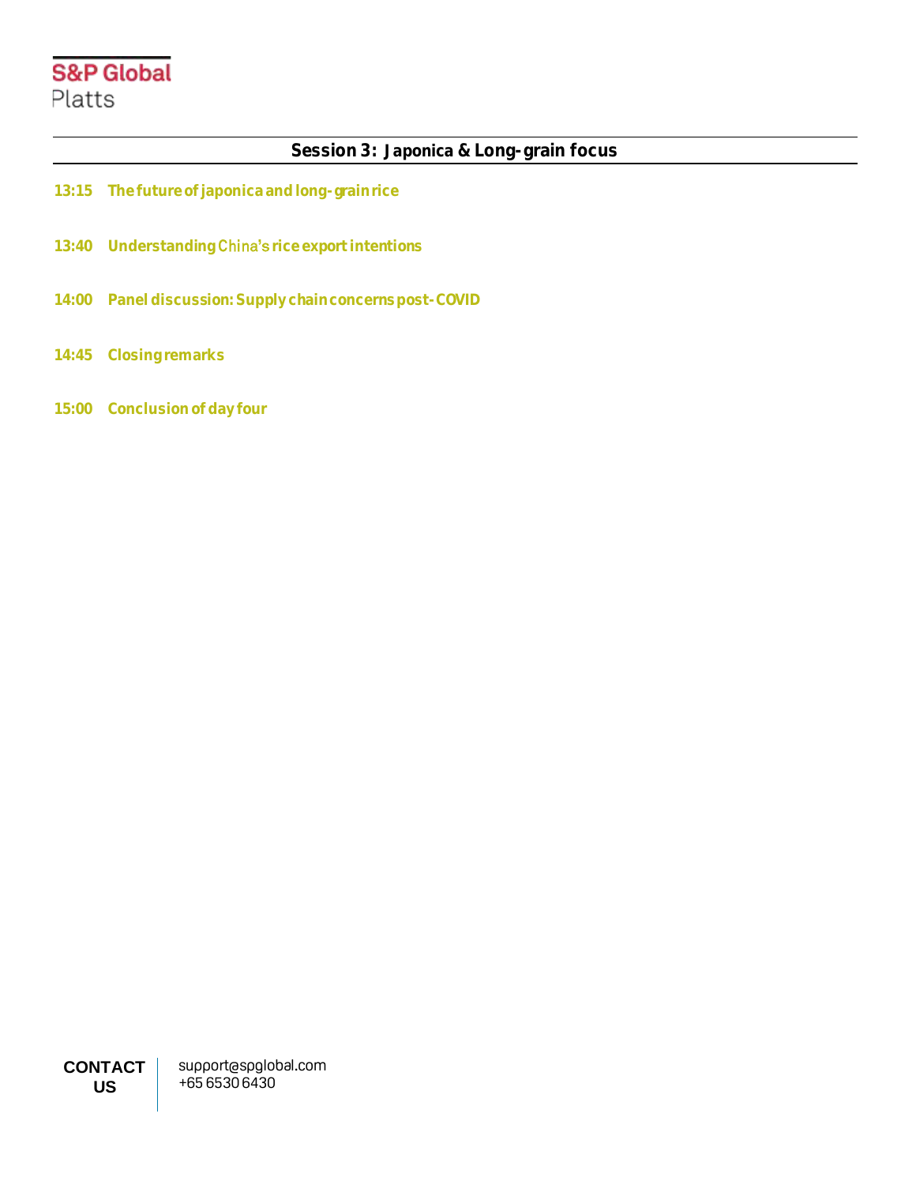S&P Global
Platts

## Session 3: Japonica & Long-grain focus

**13:15 The future of japonica and long-grain rice**

**13:40 Understanding China's rice export intentions**

**14:00 Panel discussion: Supply chain concerns post-COVID**

**14:45 Closing remarks**

**15:00 Conclusion of day four**

**CONTACT US**

support@spglobal.com
+65 6530 6430